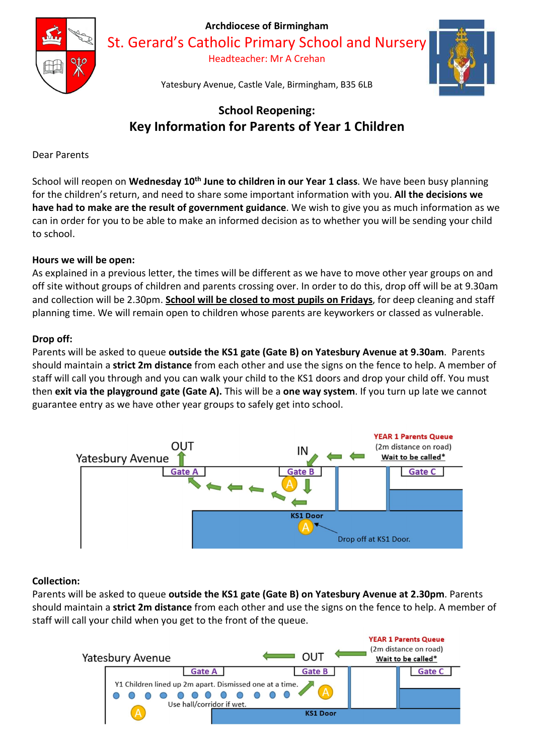Archdiocese of Birmingham

# St. Gerard's Catholic Primary School and Nursery

Headteacher: Mr A Crehan

Yatesbury Avenue, Castle Vale, Birmingham, B35 6LB

## School Reopening:
## Key Information for Parents of Year 1 Children

Dear Parents

School will reopen on **Wednesday 10th June to children in our Year 1 class**. We have been busy planning for the children's return, and need to share some important information with you. **All the decisions we have had to make are the result of government guidance**. We wish to give you as much information as we can in order for you to be able to make an informed decision as to whether you will be sending your child to school.

**Hours we will be open:**
As explained in a previous letter, the times will be different as we have to move other year groups on and off site without groups of children and parents crossing over. In order to do this, drop off will be at 9.30am and collection will be 2.30pm. **School will be closed to most pupils on Fridays**, for deep cleaning and staff planning time. We will remain open to children whose parents are keyworkers or classed as vulnerable.

**Drop off:**
Parents will be asked to queue **outside the KS1 gate (Gate B) on Yatesbury Avenue at 9.30am**. Parents should maintain a **strict 2m distance** from each other and use the signs on the fence to help. A member of staff will call you through and you can walk your child to the KS1 doors and drop your child off. You must then **exit via the playground gate (Gate A).** This will be a **one way system**. If you turn up late we cannot guarantee entry as we have other year groups to safely get into school.

Yatesbury Avenue — OUT — IN — YEAR 1 Parents Queue (2m distance on road) Wait to be called* — Gate A — Gate B — Gate C — A — KS1 Door — A — Drop off at KS1 Door.

**Collection:**
Parents will be asked to queue **outside the KS1 gate (Gate B) on Yatesbury Avenue at 2.30pm**. Parents should maintain a **strict 2m distance** from each other and use the signs on the fence to help. A member of staff will call your child when you get to the front of the queue.

Yatesbury Avenue — OUT — YEAR 1 Parents Queue (2m distance on road) Wait to be called* — Gate A — Gate B — Gate C — Y1 Children lined up 2m apart. Dismissed one at a time. — A — Use hall/corridor if wet. — A — KS1 Door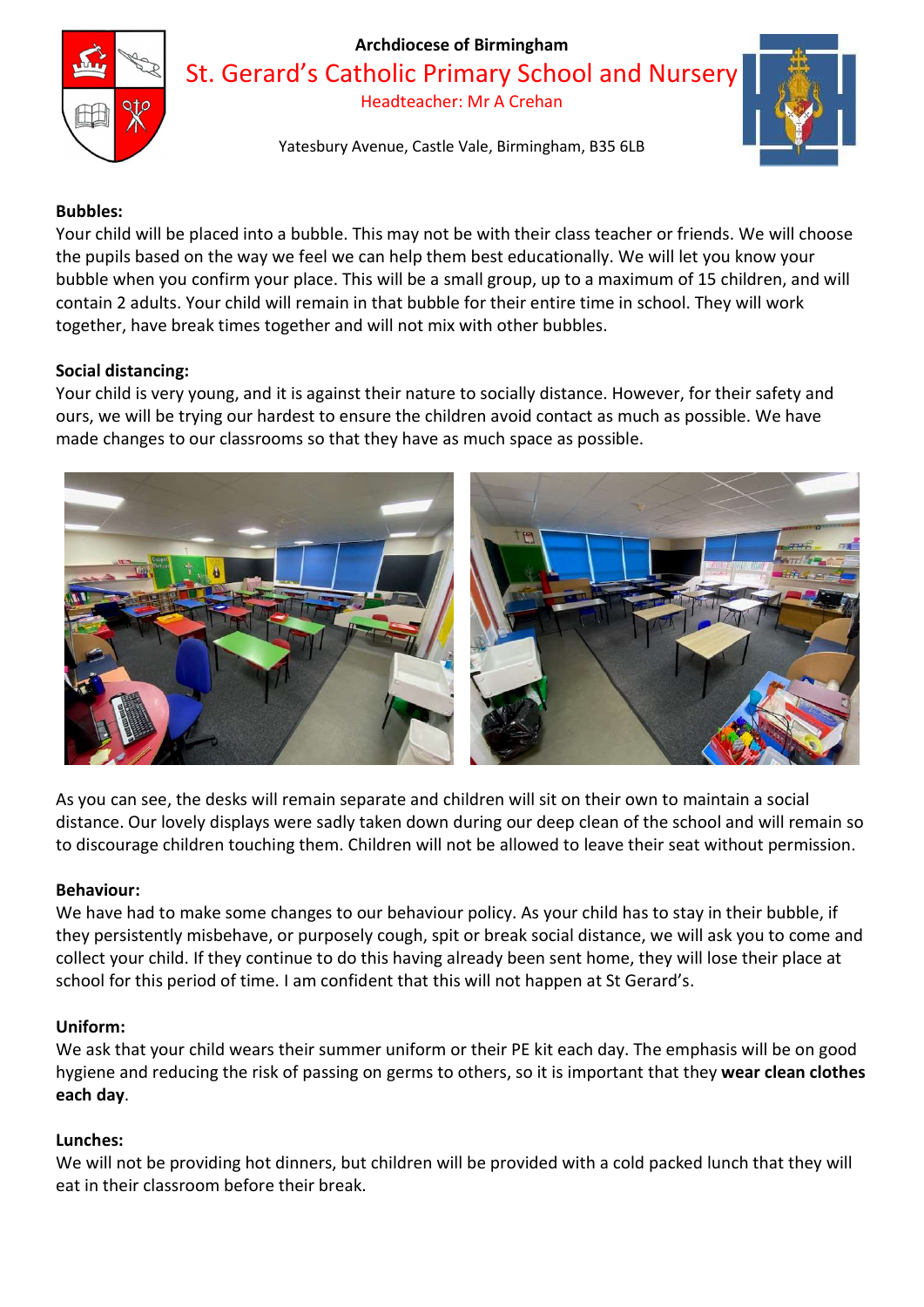Archdiocese of Birmingham

St. Gerard's Catholic Primary School and Nursery

Headteacher: Mr A Crehan

Yatesbury Avenue, Castle Vale, Birmingham, B35 6LB

**Bubbles:**

Your child will be placed into a bubble. This may not be with their class teacher or friends. We will choose the pupils based on the way we feel we can help them best educationally. We will let you know your bubble when you confirm your place. This will be a small group, up to a maximum of 15 children, and will contain 2 adults. Your child will remain in that bubble for their entire time in school. They will work together, have break times together and will not mix with other bubbles.

**Social distancing:**

Your child is very young, and it is against their nature to socially distance. However, for their safety and ours, we will be trying our hardest to ensure the children avoid contact as much as possible. We have made changes to our classrooms so that they have as much space as possible.

As you can see, the desks will remain separate and children will sit on their own to maintain a social distance. Our lovely displays were sadly taken down during our deep clean of the school and will remain so to discourage children touching them. Children will not be allowed to leave their seat without permission.

**Behaviour:**

We have had to make some changes to our behaviour policy. As your child has to stay in their bubble, if they persistently misbehave, or purposely cough, spit or break social distance, we will ask you to come and collect your child. If they continue to do this having already been sent home, they will lose their place at school for this period of time. I am confident that this will not happen at St Gerard's.

**Uniform:**

We ask that your child wears their summer uniform or their PE kit each day. The emphasis will be on good hygiene and reducing the risk of passing on germs to others, so it is important that they **wear clean clothes each day**.

**Lunches:**

We will not be providing hot dinners, but children will be provided with a cold packed lunch that they will eat in their classroom before their break.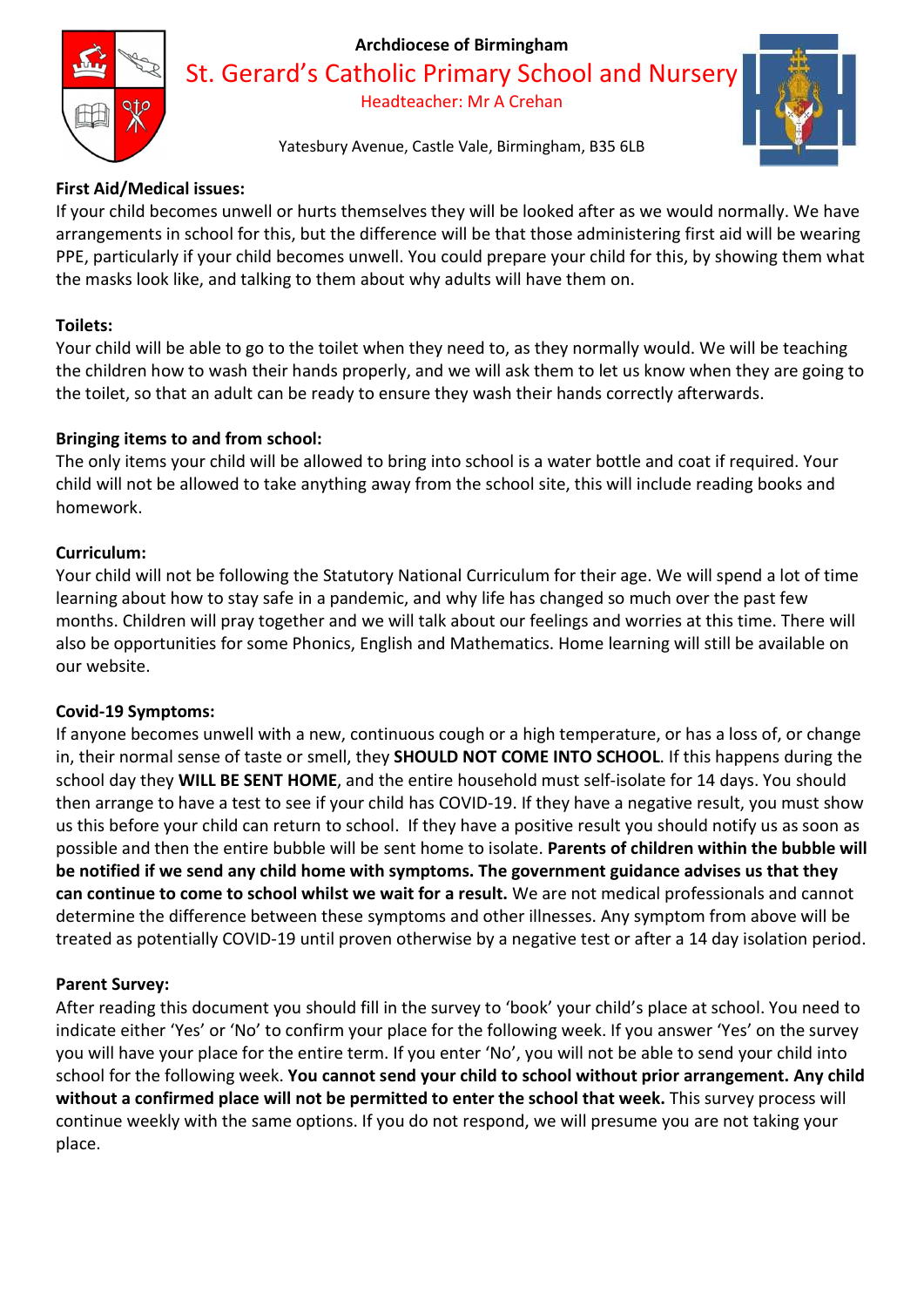**First Aid/Medical issues:**

If your child becomes unwell or hurts themselves they will be looked after as we would normally. We have arrangements in school for this, but the difference will be that those administering first aid will be wearing PPE, particularly if your child becomes unwell. You could prepare your child for this, by showing them what the masks look like, and talking to them about why adults will have them on.

**Toilets:**

Your child will be able to go to the toilet when they need to, as they normally would. We will be teaching the children how to wash their hands properly, and we will ask them to let us know when they are going to the toilet, so that an adult can be ready to ensure they wash their hands correctly afterwards.

**Bringing items to and from school:**

The only items your child will be allowed to bring into school is a water bottle and coat if required. Your child will not be allowed to take anything away from the school site, this will include reading books and homework.

**Curriculum:**

Your child will not be following the Statutory National Curriculum for their age. We will spend a lot of time learning about how to stay safe in a pandemic, and why life has changed so much over the past few months. Children will pray together and we will talk about our feelings and worries at this time. There will also be opportunities for some Phonics, English and Mathematics. Home learning will still be available on our website.

**Covid-19 Symptoms:**

If anyone becomes unwell with a new, continuous cough or a high temperature, or has a loss of, or change in, their normal sense of taste or smell, they **SHOULD NOT COME INTO SCHOOL**. If this happens during the school day they **WILL BE SENT HOME**, and the entire household must self-isolate for 14 days. You should then arrange to have a test to see if your child has COVID-19. If they have a negative result, you must show us this before your child can return to school. If they have a positive result you should notify us as soon as possible and then the entire bubble will be sent home to isolate. **Parents of children within the bubble will be notified if we send any child home with symptoms. The government guidance advises us that they can continue to come to school whilst we wait for a result.** We are not medical professionals and cannot determine the difference between these symptoms and other illnesses. Any symptom from above will be treated as potentially COVID-19 until proven otherwise by a negative test or after a 14 day isolation period.

**Parent Survey:**

After reading this document you should fill in the survey to 'book' your child's place at school. You need to indicate either 'Yes' or 'No' to confirm your place for the following week. If you answer 'Yes' on the survey you will have your place for the entire term. If you enter 'No', you will not be able to send your child into school for the following week. **You cannot send your child to school without prior arrangement. Any child without a confirmed place will not be permitted to enter the school that week.** This survey process will continue weekly with the same options. If you do not respond, we will presume you are not taking your place.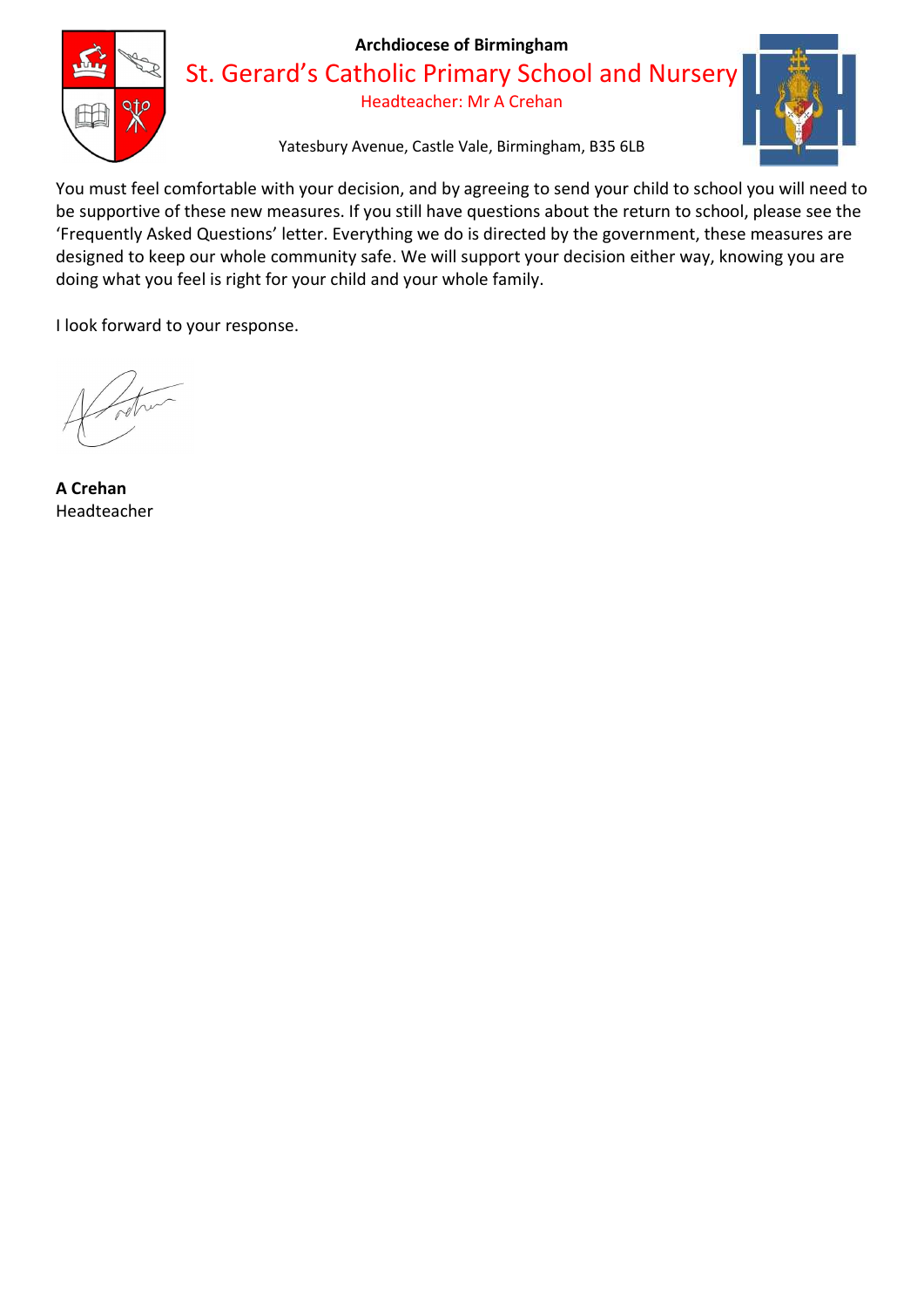You must feel comfortable with your decision, and by agreeing to send your child to school you will need to be supportive of these new measures. If you still have questions about the return to school, please see the 'Frequently Asked Questions' letter. Everything we do is directed by the government, these measures are designed to keep our whole community safe. We will support your decision either way, knowing you are doing what you feel is right for your child and your whole family.

I look forward to your response.

**A Crehan**
Headteacher